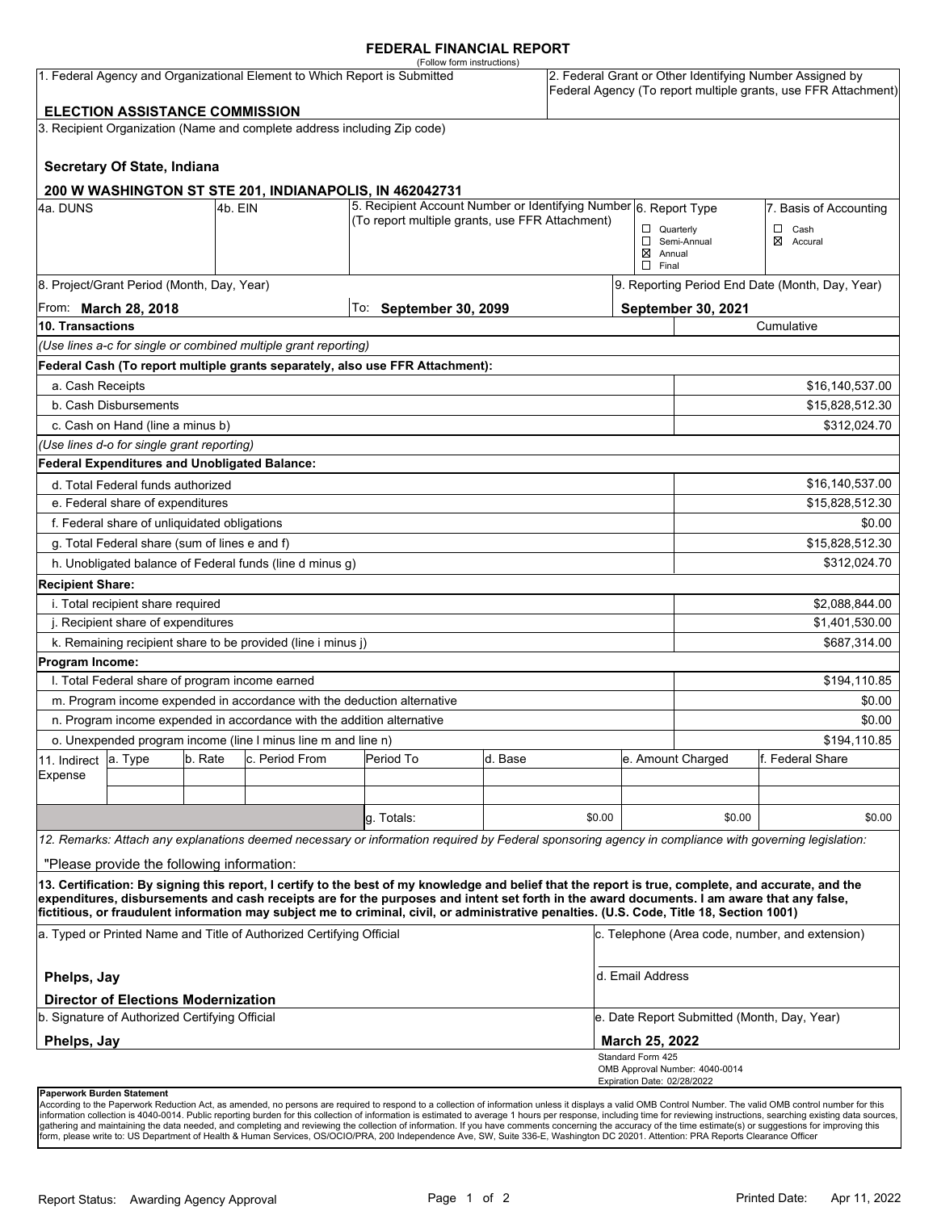# FEDERAL FINANCIAL REPORT

(Follow form instructions)

| 1. Federal Agency and Organizational Element to Which Report is Submitted | 2. Federal Grant or Other Identifying Number Assigned by Federal Agency (To report multiple grants, use FFR Attachment) |
|---|---|
| **ELECTION ASSISTANCE COMMISSION** | |

3. Recipient Organization (Name and complete address including Zip code)

**Secretary Of State, Indiana**

**200 W WASHINGTON ST STE 201, INDIANAPOLIS, IN 462042731**

| 4a. DUNS | 4b. EIN | 5. Recipient Account Number or Identifying Number (To report multiple grants, use FFR Attachment) | 6. Report Type | 7. Basis of Accounting |
|---|---|---|---|---|
| | | | ☐ Quarterly<br>☐ Semi-Annual<br>☒ Annual<br>☐ Final | ☐ Cash<br>☒ Accural |

| 8. Project/Grant Period (Month, Day, Year) | | 9. Reporting Period End Date (Month, Day, Year) |
|---|---|---|
| From: **March 28, 2018** | To: **September 30, 2099** | **September 30, 2021** |

| 10. Transactions | Cumulative |
|---|---|
| *(Use lines a-c for single or combined multiple grant reporting)* | |
| **Federal Cash (To report multiple grants separately, also use FFR Attachment):** | |
| a. Cash Receipts | $16,140,537.00 |
| b. Cash Disbursements | $15,828,512.30 |
| c. Cash on Hand (line a minus b) | $312,024.70 |
| *(Use lines d-o for single grant reporting)* | |
| **Federal Expenditures and Unobligated Balance:** | |
| d. Total Federal funds authorized | $16,140,537.00 |
| e. Federal share of expenditures | $15,828,512.30 |
| f. Federal share of unliquidated obligations | $0.00 |
| g. Total Federal share (sum of lines e and f) | $15,828,512.30 |
| h. Unobligated balance of Federal funds (line d minus g) | $312,024.70 |
| **Recipient Share:** | |
| i. Total recipient share required | $2,088,844.00 |
| j. Recipient share of expenditures | $1,401,530.00 |
| k. Remaining recipient share to be provided (line i minus j) | $687,314.00 |
| **Program Income:** | |
| l. Total Federal share of program income earned | $194,110.85 |
| m. Program income expended in accordance with the deduction alternative | $0.00 |
| n. Program income expended in accordance with the addition alternative | $0.00 |
| o. Unexpended program income (line l minus line m and line n) | $194,110.85 |

| 11. Indirect Expense | a. Type | b. Rate | c. Period From | Period To | d. Base | e. Amount Charged | f. Federal Share |
|---|---|---|---|---|---|---|---|
| | | | | | | | |
| | | | | | | | |
| | | | | g. Totals: | $0.00 | $0.00 | $0.00 |

12. Remarks: Attach any explanations deemed necessary or information required by Federal sponsoring agency in compliance with governing legislation:

"Please provide the following information:

**13. Certification: By signing this report, I certify to the best of my knowledge and belief that the report is true, complete, and accurate, and the expenditures, disbursements and cash receipts are for the purposes and intent set forth in the award documents. I am aware that any false, fictitious, or fraudulent information may subject me to criminal, civil, or administrative penalties. (U.S. Code, Title 18, Section 1001)**

| a. Typed or Printed Name and Title of Authorized Certifying Official | c. Telephone (Area code, number, and extension) |
|---|---|
| **Phelps, Jay**<br>**Director of Elections Modernization** | d. Email Address |
| b. Signature of Authorized Certifying Official | e. Date Report Submitted (Month, Day, Year) |
| **Phelps, Jay** | **March 25, 2022** |

Standard Form 425
OMB Approval Number: 4040-0014
Expiration Date: 02/28/2022

**Paperwork Burden Statement**

According to the Paperwork Reduction Act, as amended, no persons are required to respond to a collection of information unless it displays a valid OMB Control Number. The valid OMB control number for this information collection is 4040-0014. Public reporting burden for this collection of information is estimated to average 1 hours per response, including time for reviewing instructions, searching existing data sources, gathering and maintaining the data needed, and completing and reviewing the collection of information. If you have comments concerning the accuracy of the time estimate(s) or suggestions for improving this form, please write to: US Department of Health & Human Services, OS/OCIO/PRA, 200 Independence Ave, SW, Suite 336-E, Washington DC 20201. Attention: PRA Reports Clearance Officer

Report Status: Awarding Agency Approval

Printed Date: Apr 11, 2022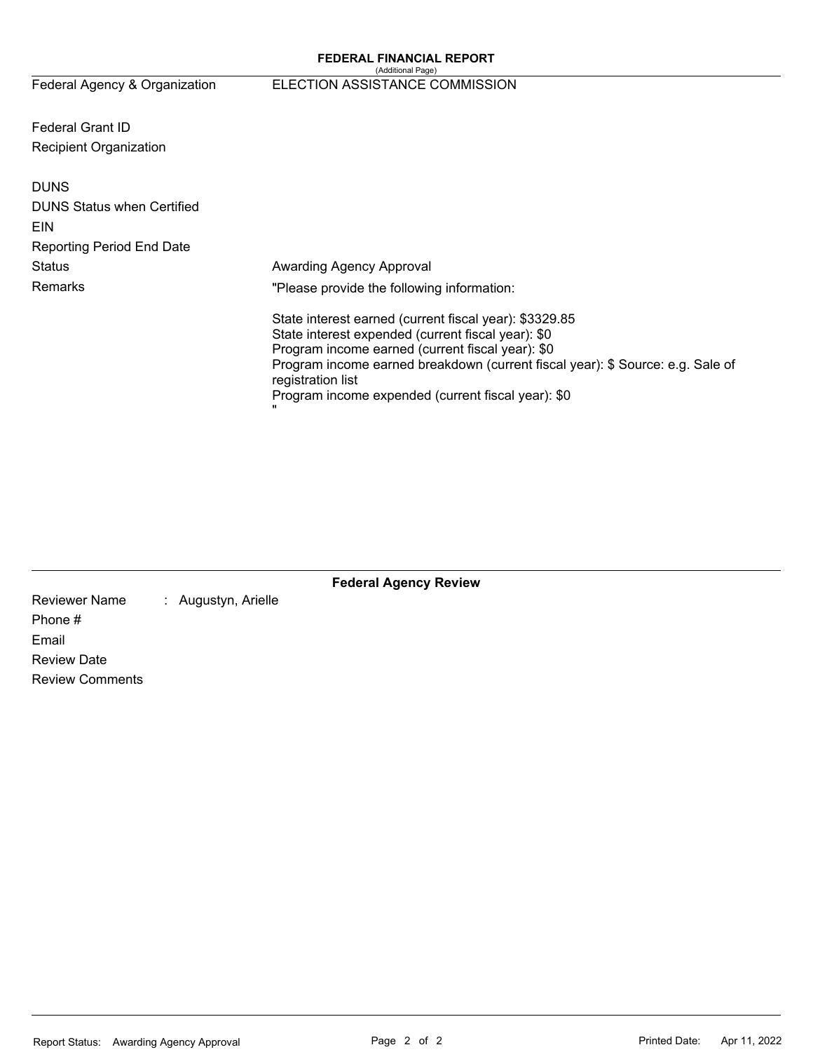**FEDERAL FINANCIAL REPORT**
(Additional Page)

| | |
|---|---|
| Federal Agency & Organization | ELECTION ASSISTANCE COMMISSION |
| Federal Grant ID | |
| Recipient Organization | |
| DUNS | |
| DUNS Status when Certified | |
| EIN | |
| Reporting Period End Date | |
| Status | Awarding Agency Approval |
| Remarks | "Please provide the following information:<br><br>State interest earned (current fiscal year): $3329.85<br>State interest expended (current fiscal year): $0<br>Program income earned (current fiscal year): $0<br>Program income earned breakdown (current fiscal year): $ Source: e.g. Sale of registration list<br>Program income expended (current fiscal year): $0<br>" |

**Federal Agency Review**

| | |
|---|---|
| Reviewer Name | : Augustyn, Arielle |
| Phone # | |
| Email | |
| Review Date | |
| Review Comments | |

Report Status: Awarding Agency Approval

Printed Date: Apr 11, 2022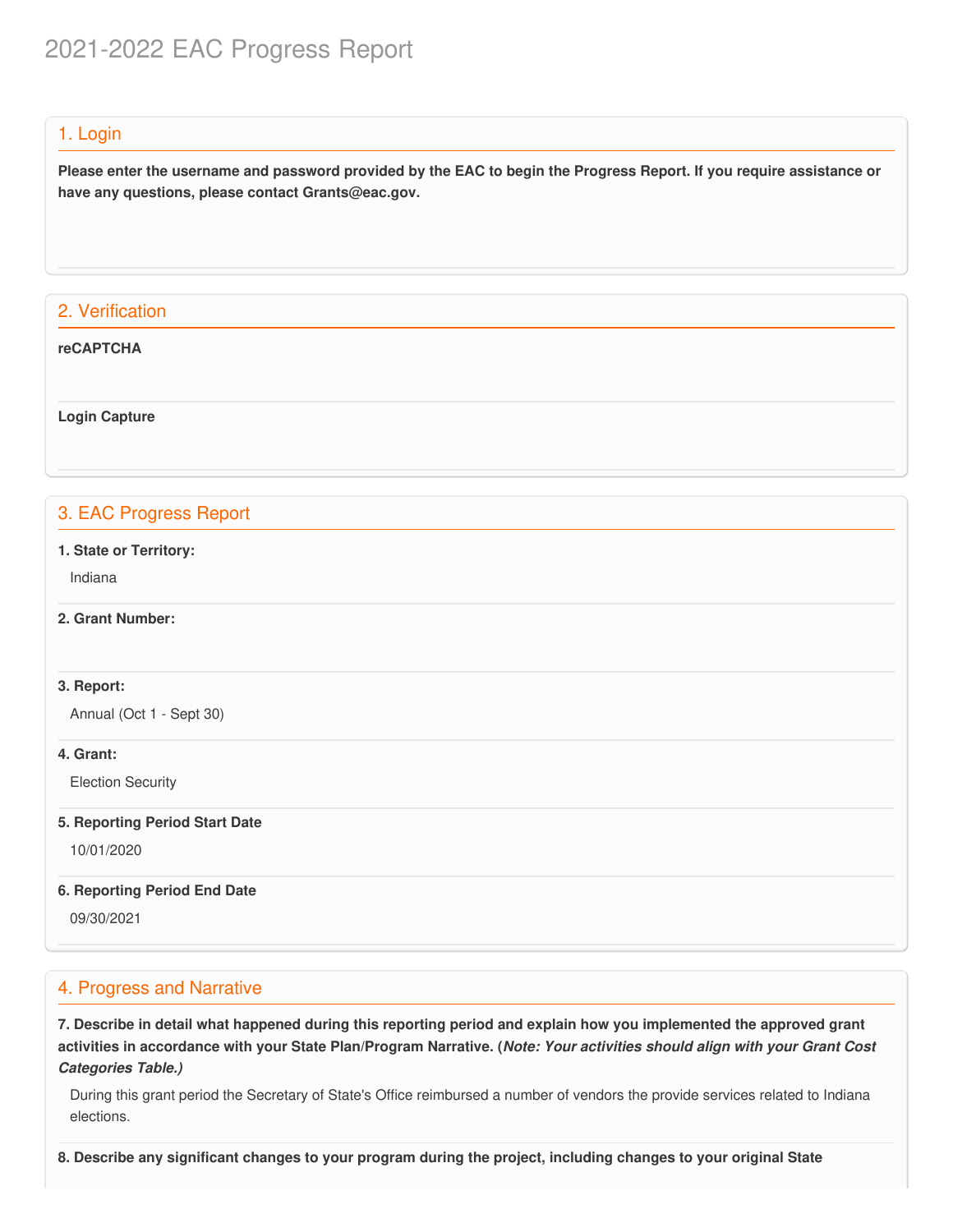# 2021-2022 EAC Progress Report

## 1. Login

**Please enter the username and password provided by the EAC to begin the Progress Report. If you require assistance or have any questions, please contact Grants@eac.gov.**

## 2. Verification

**reCAPTCHA**

**Login Capture**

## 3. EAC Progress Report

**1. State or Territory:**

Indiana

**2. Grant Number:**

**3. Report:**

Annual (Oct 1 - Sept 30)

**4. Grant:**

Election Security

**5. Reporting Period Start Date**

10/01/2020

**6. Reporting Period End Date**

09/30/2021

## 4. Progress and Narrative

**7. Describe in detail what happened during this reporting period and explain how you implemented the approved grant activities in accordance with your State Plan/Program Narrative. (*Note: Your activities should align with your Grant Cost Categories Table.)***

During this grant period the Secretary of State's Office reimbursed a number of vendors the provide services related to Indiana elections.

**8. Describe any significant changes to your program during the project, including changes to your original State**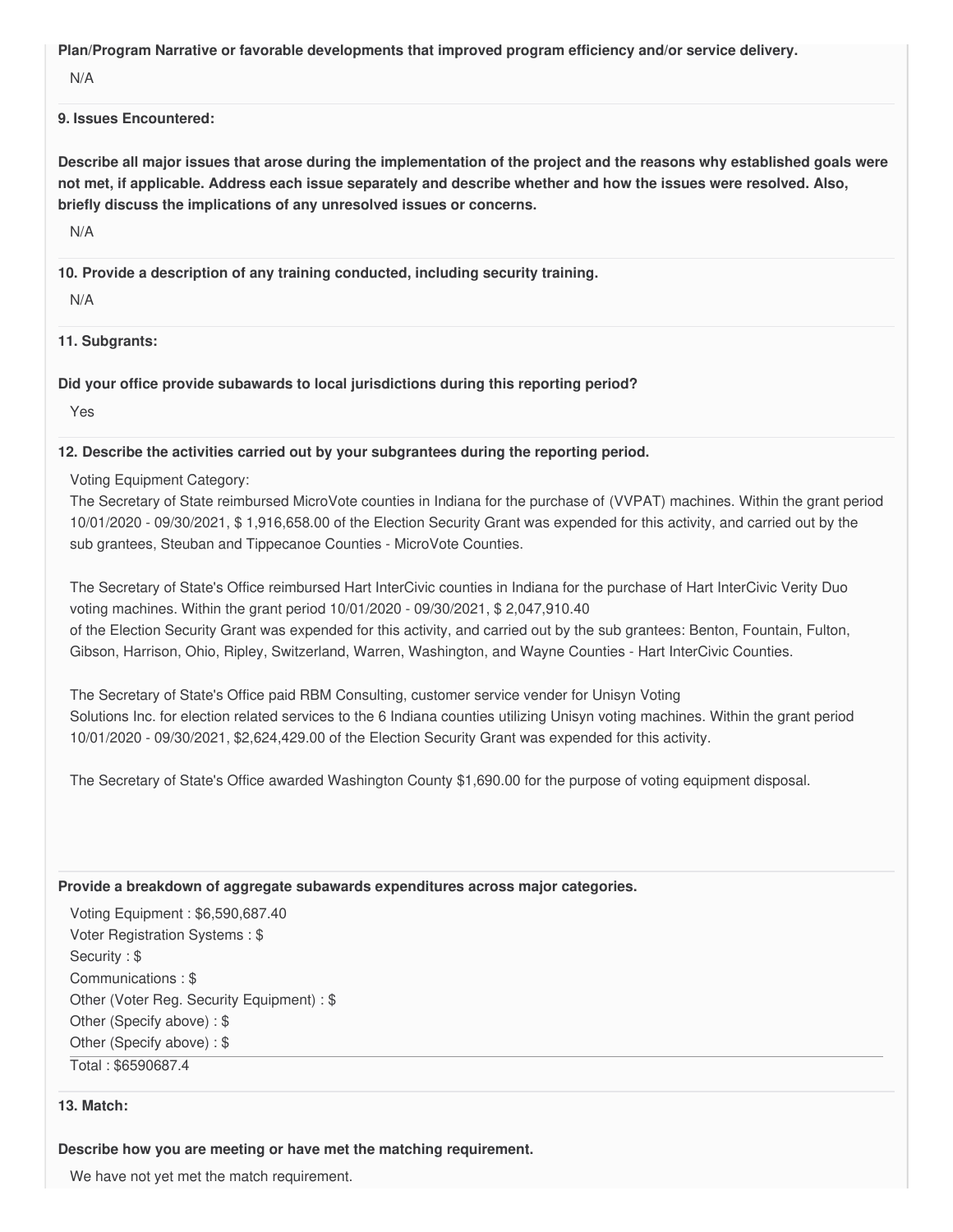**Plan/Program Narrative or favorable developments that improved program efficiency and/or service delivery.**

N/A

**9. Issues Encountered:**

**Describe all major issues that arose during the implementation of the project and the reasons why established goals were not met, if applicable. Address each issue separately and describe whether and how the issues were resolved. Also, briefly discuss the implications of any unresolved issues or concerns.**

N/A

**10. Provide a description of any training conducted, including security training.**

N/A

**11. Subgrants:**

**Did your office provide subawards to local jurisdictions during this reporting period?**

Yes

**12. Describe the activities carried out by your subgrantees during the reporting period.**

Voting Equipment Category:
The Secretary of State reimbursed MicroVote counties in Indiana for the purchase of (VVPAT) machines. Within the grant period 10/01/2020 - 09/30/2021, $ 1,916,658.00 of the Election Security Grant was expended for this activity, and carried out by the sub grantees, Steuban and Tippecanoe Counties - MicroVote Counties.

The Secretary of State's Office reimbursed Hart InterCivic counties in Indiana for the purchase of Hart InterCivic Verity Duo voting machines. Within the grant period 10/01/2020 - 09/30/2021, $ 2,047,910.40 of the Election Security Grant was expended for this activity, and carried out by the sub grantees: Benton, Fountain, Fulton, Gibson, Harrison, Ohio, Ripley, Switzerland, Warren, Washington, and Wayne Counties - Hart InterCivic Counties.

The Secretary of State's Office paid RBM Consulting, customer service vender for Unisyn Voting Solutions Inc. for election related services to the 6 Indiana counties utilizing Unisyn voting machines. Within the grant period 10/01/2020 - 09/30/2021, $2,624,429.00 of the Election Security Grant was expended for this activity.

The Secretary of State's Office awarded Washington County $1,690.00 for the purpose of voting equipment disposal.

**Provide a breakdown of aggregate subawards expenditures across major categories.**

Voting Equipment : $6,590,687.40
Voter Registration Systems : $
Security : $
Communications : $
Other (Voter Reg. Security Equipment) : $
Other (Specify above) : $
Other (Specify above) : $

Total : $6590687.4

**13. Match:**

**Describe how you are meeting or have met the matching requirement.**

We have not yet met the match requirement.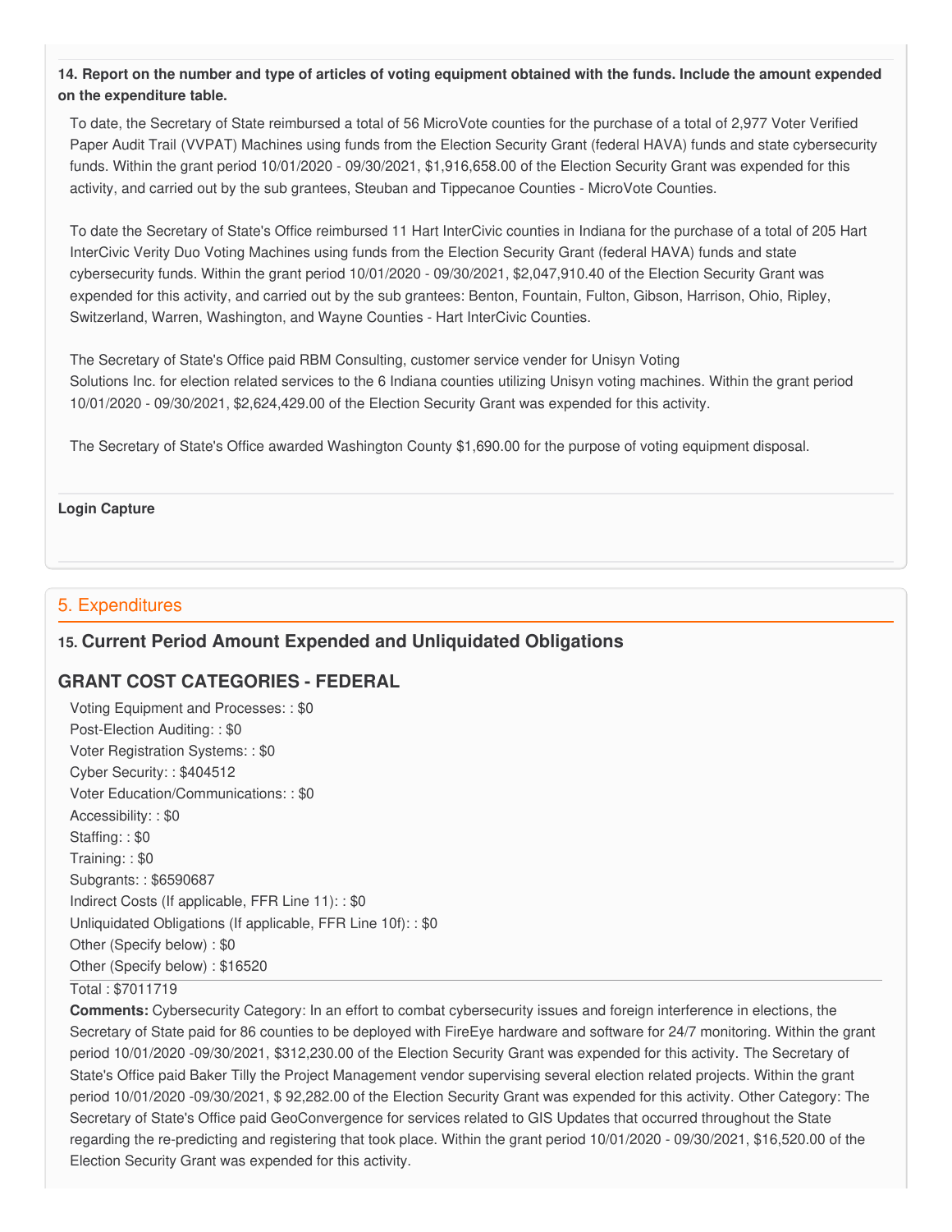**14. Report on the number and type of articles of voting equipment obtained with the funds. Include the amount expended on the expenditure table.**

To date, the Secretary of State reimbursed a total of 56 MicroVote counties for the purchase of a total of 2,977 Voter Verified Paper Audit Trail (VVPAT) Machines using funds from the Election Security Grant (federal HAVA) funds and state cybersecurity funds. Within the grant period 10/01/2020 - 09/30/2021, $1,916,658.00 of the Election Security Grant was expended for this activity, and carried out by the sub grantees, Steuban and Tippecanoe Counties - MicroVote Counties.

To date the Secretary of State's Office reimbursed 11 Hart InterCivic counties in Indiana for the purchase of a total of 205 Hart InterCivic Verity Duo Voting Machines using funds from the Election Security Grant (federal HAVA) funds and state cybersecurity funds. Within the grant period 10/01/2020 - 09/30/2021, $2,047,910.40 of the Election Security Grant was expended for this activity, and carried out by the sub grantees: Benton, Fountain, Fulton, Gibson, Harrison, Ohio, Ripley, Switzerland, Warren, Washington, and Wayne Counties - Hart InterCivic Counties.

The Secretary of State's Office paid RBM Consulting, customer service vender for Unisyn Voting Solutions Inc. for election related services to the 6 Indiana counties utilizing Unisyn voting machines. Within the grant period 10/01/2020 - 09/30/2021, $2,624,429.00 of the Election Security Grant was expended for this activity.

The Secretary of State's Office awarded Washington County $1,690.00 for the purpose of voting equipment disposal.

**Login Capture**

## 5. Expenditures

### 15. Current Period Amount Expended and Unliquidated Obligations

### GRANT COST CATEGORIES - FEDERAL

Voting Equipment and Processes: : $0
Post-Election Auditing: : $0
Voter Registration Systems: : $0
Cyber Security: : $404512
Voter Education/Communications: : $0
Accessibility: : $0
Staffing: : $0
Training: : $0
Subgrants: : $6590687
Indirect Costs (If applicable, FFR Line 11): : $0
Unliquidated Obligations (If applicable, FFR Line 10f): : $0
Other (Specify below) : $0
Other (Specify below) : $16520

Total : $7011719

**Comments:** Cybersecurity Category: In an effort to combat cybersecurity issues and foreign interference in elections, the Secretary of State paid for 86 counties to be deployed with FireEye hardware and software for 24/7 monitoring. Within the grant period 10/01/2020 -09/30/2021, $312,230.00 of the Election Security Grant was expended for this activity. The Secretary of State's Office paid Baker Tilly the Project Management vendor supervising several election related projects. Within the grant period 10/01/2020 -09/30/2021, $ 92,282.00 of the Election Security Grant was expended for this activity. Other Category: The Secretary of State's Office paid GeoConvergence for services related to GIS Updates that occurred throughout the State regarding the re-predicting and registering that took place. Within the grant period 10/01/2020 - 09/30/2021, $16,520.00 of the Election Security Grant was expended for this activity.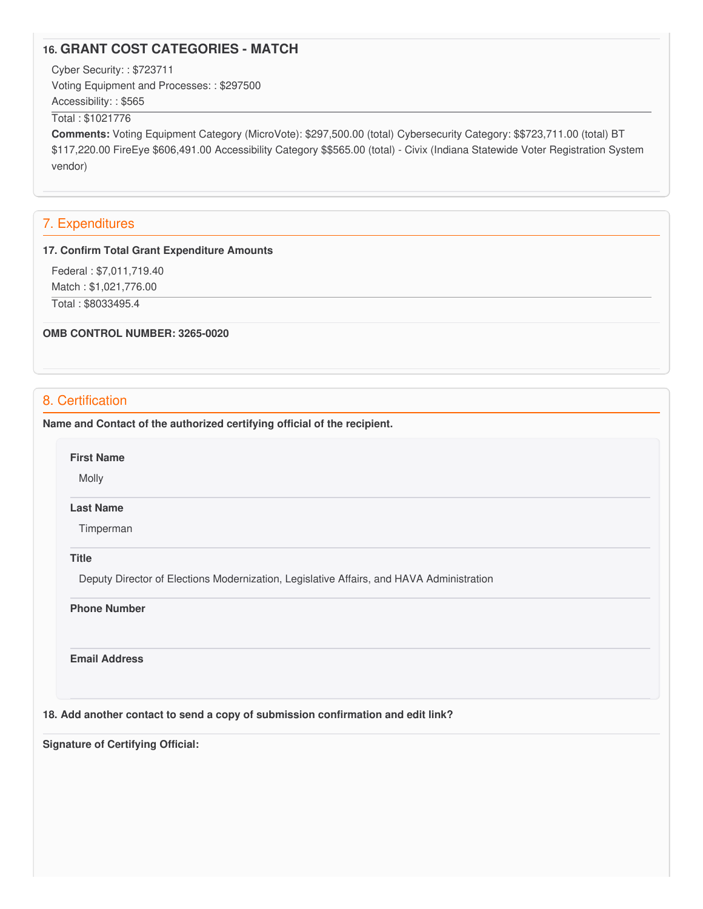### 16. GRANT COST CATEGORIES - MATCH

Cyber Security: : $723711
Voting Equipment and Processes: : $297500
Accessibility: : $565

Total : $1021776

**Comments:** Voting Equipment Category (MicroVote): $297,500.00 (total) Cybersecurity Category: $$723,711.00 (total) BT $117,220.00 FireEye $606,491.00 Accessibility Category $$565.00 (total) - Civix (Indiana Statewide Voter Registration System vendor)

## 7. Expenditures

**17. Confirm Total Grant Expenditure Amounts**

Federal : $7,011,719.40
Match : $1,021,776.00

Total : $8033495.4

**OMB CONTROL NUMBER: 3265-0020**

## 8. Certification

**Name and Contact of the authorized certifying official of the recipient.**

**First Name**

Molly

**Last Name**

Timperman

**Title**

Deputy Director of Elections Modernization, Legislative Affairs, and HAVA Administration

**Phone Number**

**Email Address**

**18. Add another contact to send a copy of submission confirmation and edit link?**

**Signature of Certifying Official:**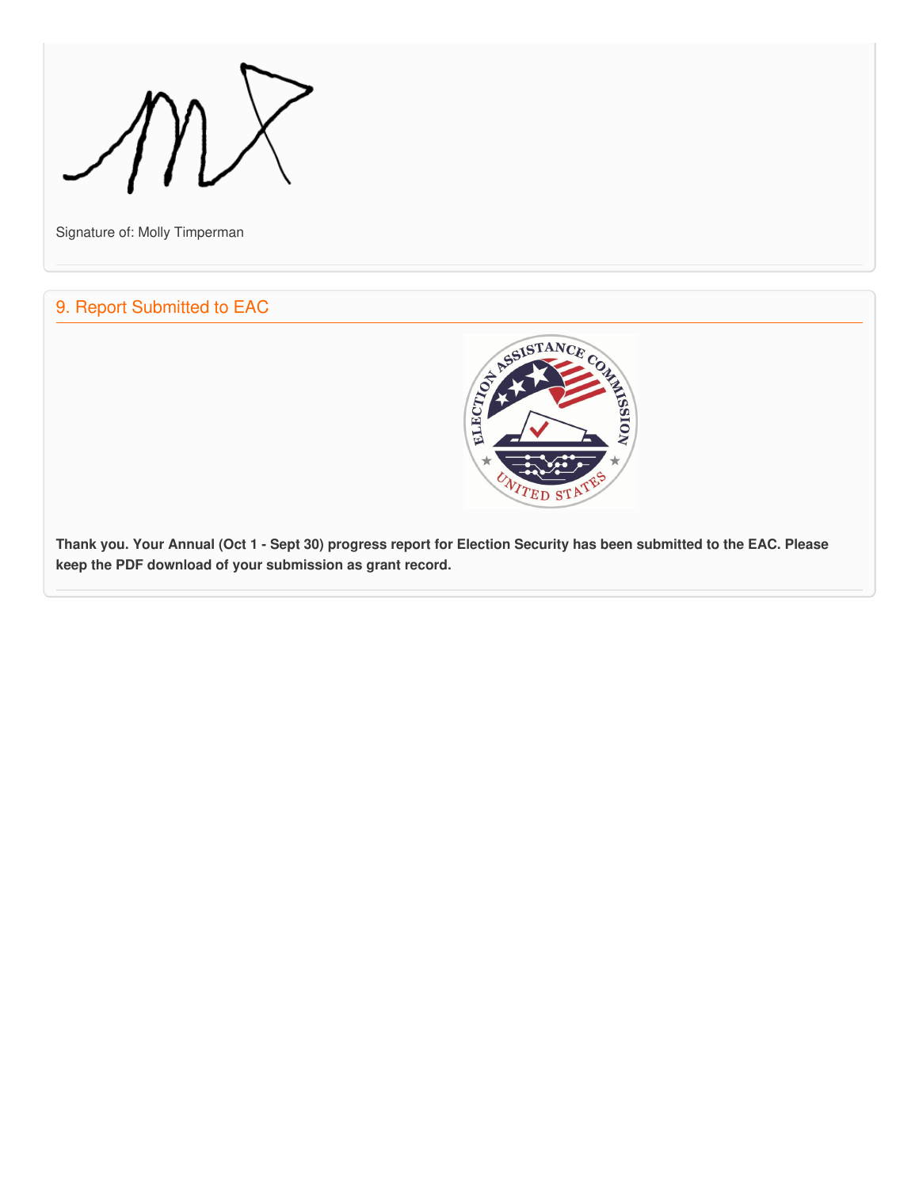Signature of: Molly Timperman

## 9. Report Submitted to EAC

**Thank you. Your Annual (Oct 1 - Sept 30) progress report for Election Security has been submitted to the EAC. Please keep the PDF download of your submission as grant record.**